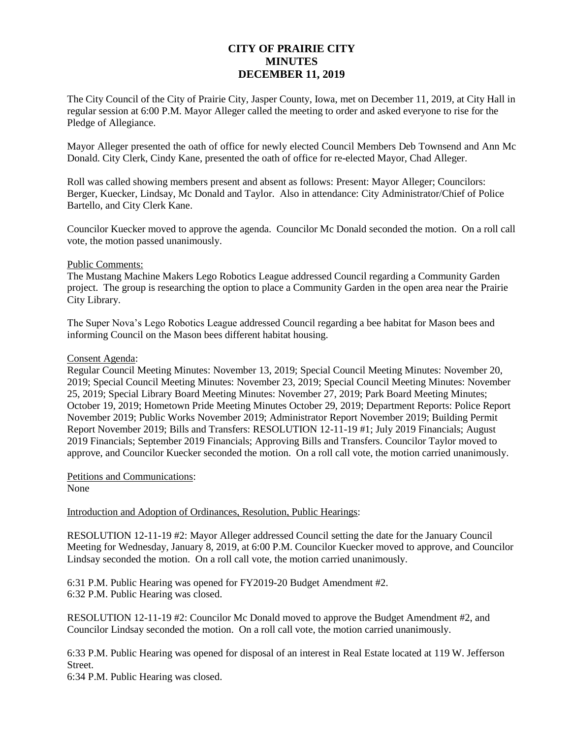# CITY OF PRAIRIE CITY
# MINUTES
# DECEMBER 11, 2019

The City Council of the City of Prairie City, Jasper County, Iowa, met on December 11, 2019, at City Hall in regular session at 6:00 P.M. Mayor Alleger called the meeting to order and asked everyone to rise for the Pledge of Allegiance.

Mayor Alleger presented the oath of office for newly elected Council Members Deb Townsend and Ann Mc Donald. City Clerk, Cindy Kane, presented the oath of office for re-elected Mayor, Chad Alleger.

Roll was called showing members present and absent as follows: Present: Mayor Alleger; Councilors: Berger, Kuecker, Lindsay, Mc Donald and Taylor. Also in attendance: City Administrator/Chief of Police Bartello, and City Clerk Kane.

Councilor Kuecker moved to approve the agenda. Councilor Mc Donald seconded the motion. On a roll call vote, the motion passed unanimously.

Public Comments:

The Mustang Machine Makers Lego Robotics League addressed Council regarding a Community Garden project. The group is researching the option to place a Community Garden in the open area near the Prairie City Library.

The Super Nova's Lego Robotics League addressed Council regarding a bee habitat for Mason bees and informing Council on the Mason bees different habitat housing.

Consent Agenda:

Regular Council Meeting Minutes: November 13, 2019; Special Council Meeting Minutes: November 20, 2019; Special Council Meeting Minutes: November 23, 2019; Special Council Meeting Minutes: November 25, 2019; Special Library Board Meeting Minutes: November 27, 2019; Park Board Meeting Minutes; October 19, 2019; Hometown Pride Meeting Minutes October 29, 2019; Department Reports: Police Report November 2019; Public Works November 2019; Administrator Report November 2019; Building Permit Report November 2019; Bills and Transfers: RESOLUTION 12-11-19 #1; July 2019 Financials; August 2019 Financials; September 2019 Financials; Approving Bills and Transfers. Councilor Taylor moved to approve, and Councilor Kuecker seconded the motion. On a roll call vote, the motion carried unanimously.

Petitions and Communications:

None

Introduction and Adoption of Ordinances, Resolution, Public Hearings:

RESOLUTION 12-11-19 #2: Mayor Alleger addressed Council setting the date for the January Council Meeting for Wednesday, January 8, 2019, at 6:00 P.M. Councilor Kuecker moved to approve, and Councilor Lindsay seconded the motion. On a roll call vote, the motion carried unanimously.

6:31 P.M. Public Hearing was opened for FY2019-20 Budget Amendment #2.
6:32 P.M. Public Hearing was closed.

RESOLUTION 12-11-19 #2: Councilor Mc Donald moved to approve the Budget Amendment #2, and Councilor Lindsay seconded the motion. On a roll call vote, the motion carried unanimously.

6:33 P.M. Public Hearing was opened for disposal of an interest in Real Estate located at 119 W. Jefferson Street.
6:34 P.M. Public Hearing was closed.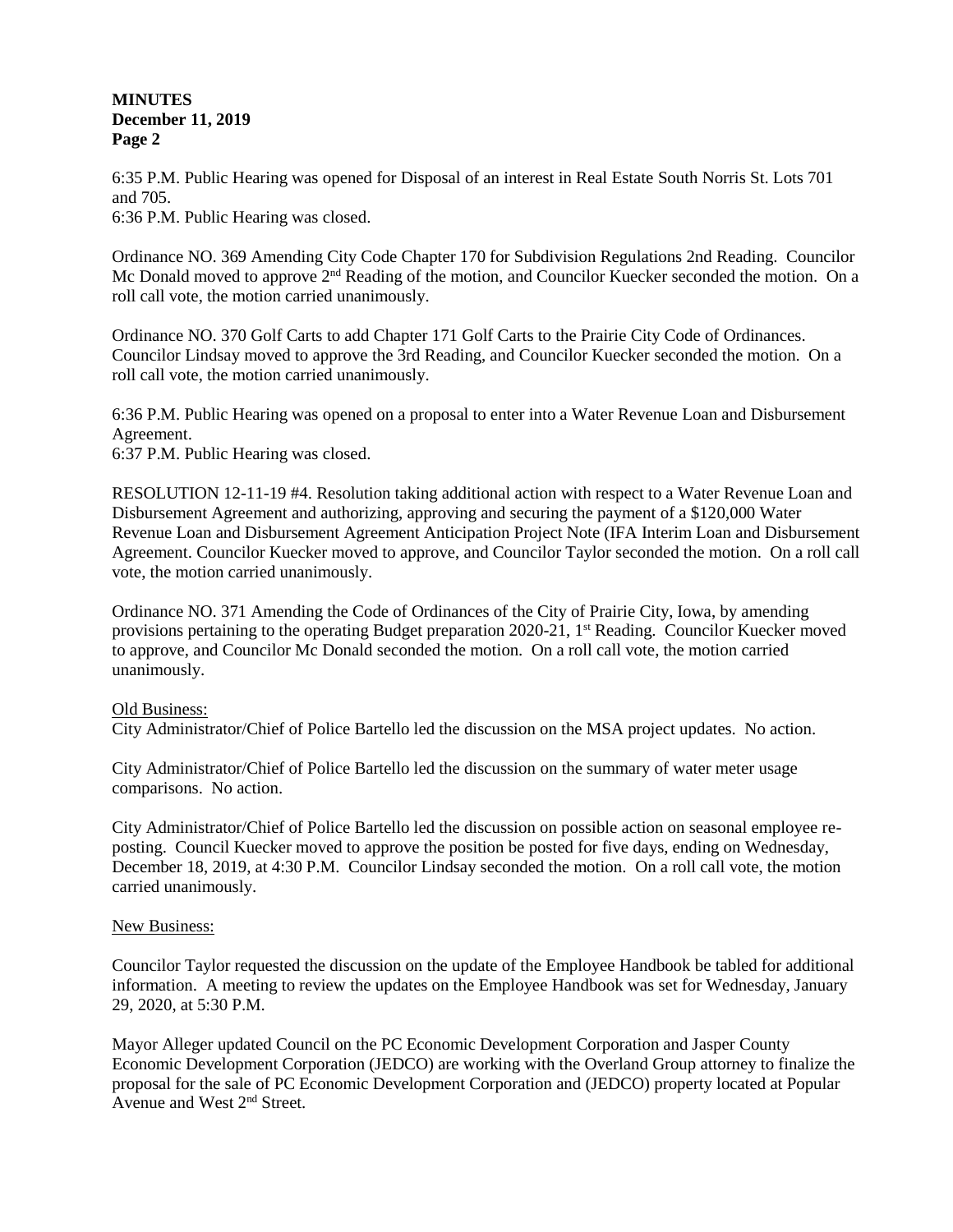**MINUTES**
**December 11, 2019**
**Page 2**

6:35 P.M. Public Hearing was opened for Disposal of an interest in Real Estate South Norris St. Lots 701 and 705.
6:36 P.M. Public Hearing was closed.

Ordinance NO. 369 Amending City Code Chapter 170 for Subdivision Regulations 2nd Reading. Councilor Mc Donald moved to approve 2nd Reading of the motion, and Councilor Kuecker seconded the motion. On a roll call vote, the motion carried unanimously.

Ordinance NO. 370 Golf Carts to add Chapter 171 Golf Carts to the Prairie City Code of Ordinances. Councilor Lindsay moved to approve the 3rd Reading, and Councilor Kuecker seconded the motion. On a roll call vote, the motion carried unanimously.

6:36 P.M. Public Hearing was opened on a proposal to enter into a Water Revenue Loan and Disbursement Agreement.
6:37 P.M. Public Hearing was closed.

RESOLUTION 12-11-19 #4. Resolution taking additional action with respect to a Water Revenue Loan and Disbursement Agreement and authorizing, approving and securing the payment of a $120,000 Water Revenue Loan and Disbursement Agreement Anticipation Project Note (IFA Interim Loan and Disbursement Agreement. Councilor Kuecker moved to approve, and Councilor Taylor seconded the motion. On a roll call vote, the motion carried unanimously.

Ordinance NO. 371 Amending the Code of Ordinances of the City of Prairie City, Iowa, by amending provisions pertaining to the operating Budget preparation 2020-21, 1st Reading. Councilor Kuecker moved to approve, and Councilor Mc Donald seconded the motion. On a roll call vote, the motion carried unanimously.

Old Business:
City Administrator/Chief of Police Bartello led the discussion on the MSA project updates. No action.

City Administrator/Chief of Police Bartello led the discussion on the summary of water meter usage comparisons. No action.

City Administrator/Chief of Police Bartello led the discussion on possible action on seasonal employee re-posting. Council Kuecker moved to approve the position be posted for five days, ending on Wednesday, December 18, 2019, at 4:30 P.M. Councilor Lindsay seconded the motion. On a roll call vote, the motion carried unanimously.

New Business:

Councilor Taylor requested the discussion on the update of the Employee Handbook be tabled for additional information. A meeting to review the updates on the Employee Handbook was set for Wednesday, January 29, 2020, at 5:30 P.M.

Mayor Alleger updated Council on the PC Economic Development Corporation and Jasper County Economic Development Corporation (JEDCO) are working with the Overland Group attorney to finalize the proposal for the sale of PC Economic Development Corporation and (JEDCO) property located at Popular Avenue and West 2nd Street.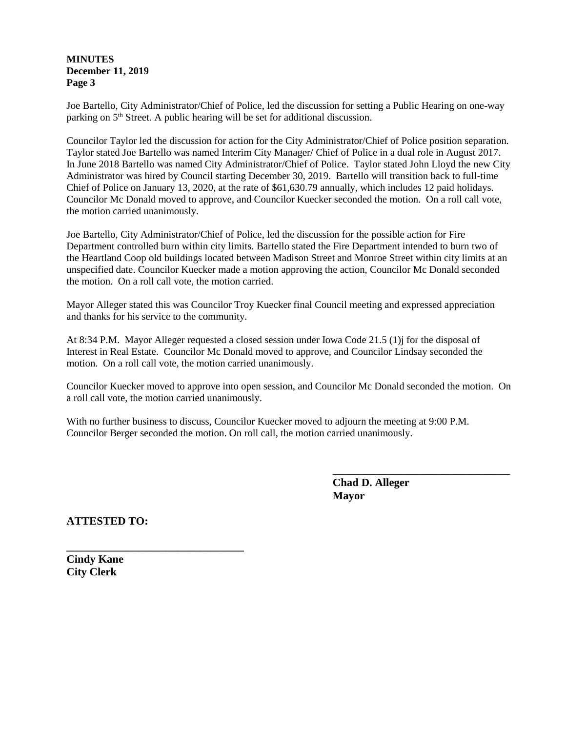Joe Bartello, City Administrator/Chief of Police, led the discussion for setting a Public Hearing on one-way parking on 5th Street. A public hearing will be set for additional discussion.

Councilor Taylor led the discussion for action for the City Administrator/Chief of Police position separation. Taylor stated Joe Bartello was named Interim City Manager/ Chief of Police in a dual role in August 2017. In June 2018 Bartello was named City Administrator/Chief of Police. Taylor stated John Lloyd the new City Administrator was hired by Council starting December 30, 2019. Bartello will transition back to full-time Chief of Police on January 13, 2020, at the rate of $61,630.79 annually, which includes 12 paid holidays. Councilor Mc Donald moved to approve, and Councilor Kuecker seconded the motion. On a roll call vote, the motion carried unanimously.

Joe Bartello, City Administrator/Chief of Police, led the discussion for the possible action for Fire Department controlled burn within city limits. Bartello stated the Fire Department intended to burn two of the Heartland Coop old buildings located between Madison Street and Monroe Street within city limits at an unspecified date. Councilor Kuecker made a motion approving the action, Councilor Mc Donald seconded the motion. On a roll call vote, the motion carried.

Mayor Alleger stated this was Councilor Troy Kuecker final Council meeting and expressed appreciation and thanks for his service to the community.

At 8:34 P.M. Mayor Alleger requested a closed session under Iowa Code 21.5 (1)j for the disposal of Interest in Real Estate. Councilor Mc Donald moved to approve, and Councilor Lindsay seconded the motion. On a roll call vote, the motion carried unanimously.

Councilor Kuecker moved to approve into open session, and Councilor Mc Donald seconded the motion. On a roll call vote, the motion carried unanimously.

With no further business to discuss, Councilor Kuecker moved to adjourn the meeting at 9:00 P.M. Councilor Berger seconded the motion. On roll call, the motion carried unanimously.

\_\_\_\_\_\_\_\_\_\_\_\_\_\_\_\_\_\_\_\_\_\_\_\_\_\_\_\_\_\_\_\_\_\_

**Chad D. Alleger**
**Mayor**

**ATTESTED TO:**

\_\_\_\_\_\_\_\_\_\_\_\_\_\_\_\_\_\_\_\_\_\_\_\_\_\_\_\_\_\_\_\_\_\_

**Cindy Kane**
**City Clerk**